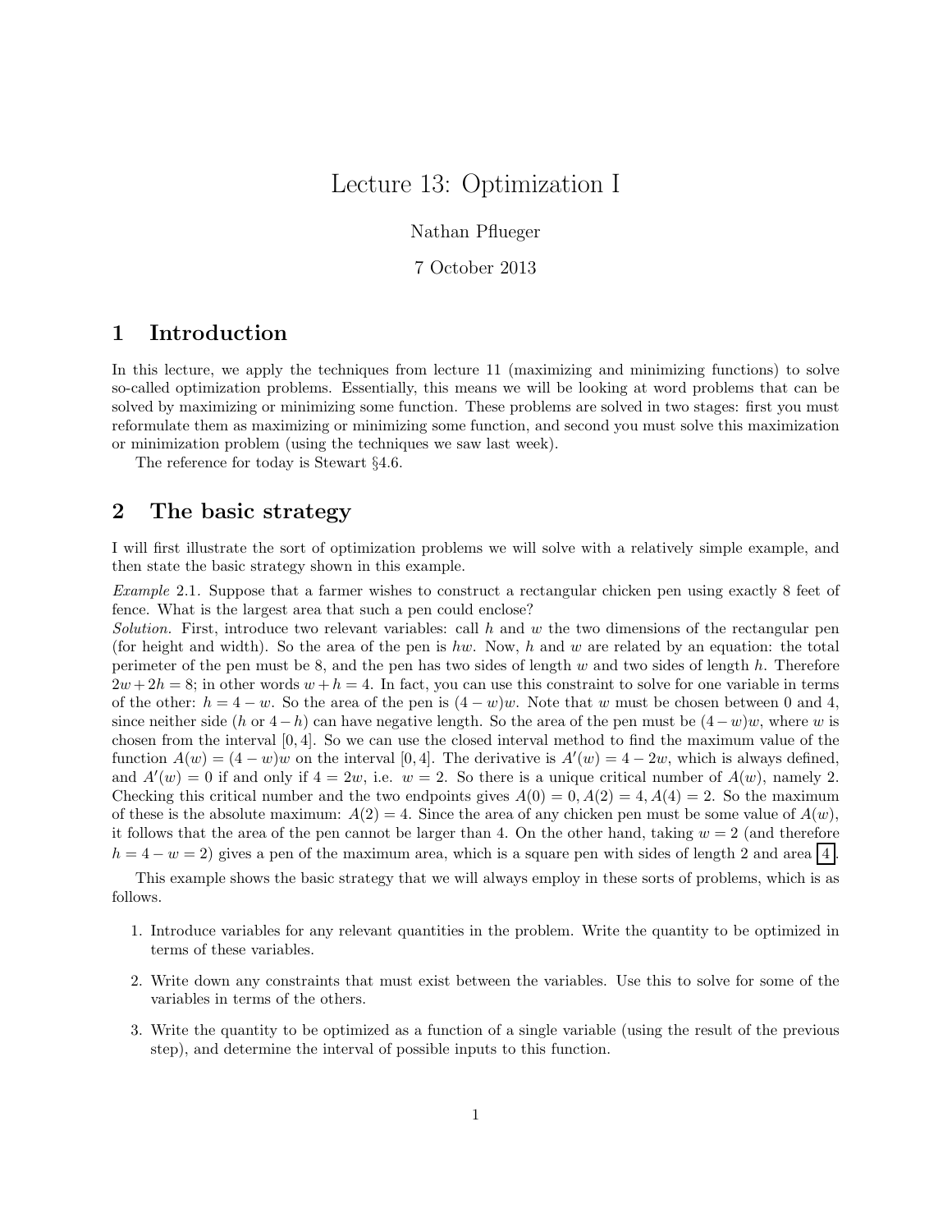# Lecture 13: Optimization I

Nathan Pflueger

7 October 2013

## 1 Introduction

In this lecture, we apply the techniques from lecture 11 (maximizing and minimizing functions) to solve so-called optimization problems. Essentially, this means we will be looking at word problems that can be solved by maximizing or minimizing some function. These problems are solved in two stages: first you must reformulate them as maximizing or minimizing some function, and second you must solve this maximization or minimization problem (using the techniques we saw last week).

The reference for today is Stewart §4.6.

## 2 The basic strategy

I will first illustrate the sort of optimization problems we will solve with a relatively simple example, and then state the basic strategy shown in this example.

*Example* 2.1. Suppose that a farmer wishes to construct a rectangular chicken pen using exactly 8 feet of fence. What is the largest area that such a pen could enclose?

*Solution.* First, introduce two relevant variables: call $h$ and $w$ the two dimensions of the rectangular pen (for height and width). So the area of the pen is $hw$. Now, $h$ and $w$ are related by an equation: the total perimeter of the pen must be 8, and the pen has two sides of length $w$ and two sides of length $h$. Therefore $2w + 2h = 8$; in other words $w + h = 4$. In fact, you can use this constraint to solve for one variable in terms of the other: $h = 4 - w$. So the area of the pen is $(4 - w)w$. Note that $w$ must be chosen between 0 and 4, since neither side ($h$ or $4 - h$) can have negative length. So the area of the pen must be $(4 - w)w$, where $w$ is chosen from the interval $[0, 4]$. So we can use the closed interval method to find the maximum value of the function $A(w) = (4 - w)w$ on the interval $[0, 4]$. The derivative is $A'(w) = 4 - 2w$, which is always defined, and $A'(w) = 0$ if and only if $4 = 2w$, i.e. $w = 2$. So there is a unique critical number of $A(w)$, namely 2. Checking this critical number and the two endpoints gives $A(0) = 0, A(2) = 4, A(4) = 2$. So the maximum of these is the absolute maximum: $A(2) = 4$. Since the area of any chicken pen must be some value of $A(w)$, it follows that the area of the pen cannot be larger than 4. On the other hand, taking $w = 2$ (and therefore $h = 4 - w = 2$) gives a pen of the maximum area, which is a square pen with sides of length 2 and area $\boxed{4}$.

This example shows the basic strategy that we will always employ in these sorts of problems, which is as follows.

1. Introduce variables for any relevant quantities in the problem. Write the quantity to be optimized in terms of these variables.
2. Write down any constraints that must exist between the variables. Use this to solve for some of the variables in terms of the others.
3. Write the quantity to be optimized as a function of a single variable (using the result of the previous step), and determine the interval of possible inputs to this function.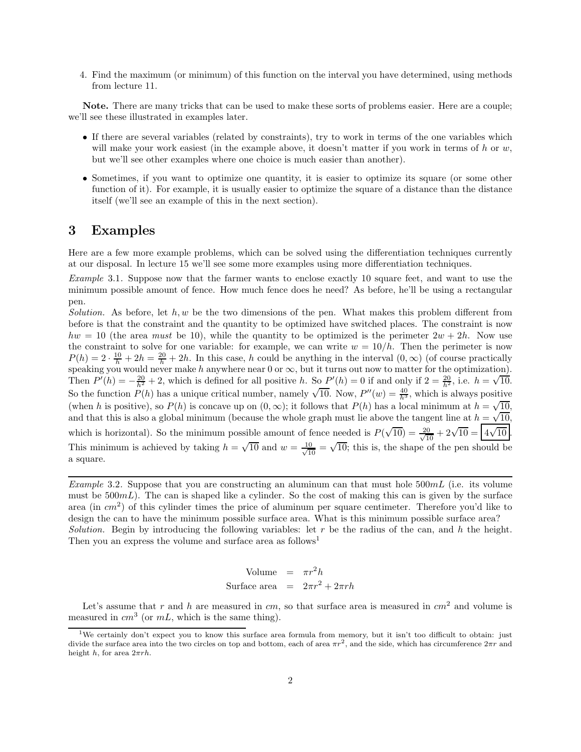4. Find the maximum (or minimum) of this function on the interval you have determined, using methods from lecture 11.

**Note.** There are many tricks that can be used to make these sorts of problems easier. Here are a couple; we'll see these illustrated in examples later.

- If there are several variables (related by constraints), try to work in terms of the one variables which will make your work easiest (in the example above, it doesn't matter if you work in terms of $h$ or $w$, but we'll see other examples where one choice is much easier than another).
- Sometimes, if you want to optimize one quantity, it is easier to optimize its square (or some other function of it). For example, it is usually easier to optimize the square of a distance than the distance itself (we'll see an example of this in the next section).

# 3 Examples

Here are a few more example problems, which can be solved using the differentiation techniques currently at our disposal. In lecture 15 we'll see some more examples using more differentiation techniques.

*Example* 3.1. Suppose now that the farmer wants to enclose exactly 10 square feet, and want to use the minimum possible amount of fence. How much fence does he need? As before, he'll be using a rectangular pen.

*Solution.* As before, let $h, w$ be the two dimensions of the pen. What makes this problem different from before is that the constraint and the quantity to be optimized have switched places. The constraint is now $hw = 10$ (the area *must* be 10), while the quantity to be optimized is the perimeter $2w + 2h$. Now use the constraint to solve for one variable: for example, we can write $w = 10/h$. Then the perimeter is now $P(h) = 2 \cdot \frac{10}{h} + 2h = \frac{20}{h} + 2h$. In this case, $h$ could be anything in the interval $(0, \infty)$ (of course practically speaking you would never make $h$ anywhere near 0 or $\infty$, but it turns out now to matter for the optimization). Then $P'(h) = -\frac{20}{h^2} + 2$, which is defined for all positive $h$. So $P'(h) = 0$ if and only if $2 = \frac{20}{h^2}$, i.e. $h = \sqrt{10}$. So the function $P(h)$ has a unique critical number, namely $\sqrt{10}$. Now, $P''(w) = \frac{40}{h^3}$, which is always positive (when $h$ is positive), so $P(h)$ is concave up on $(0, \infty)$; it follows that $P(h)$ has a local minimum at $h = \sqrt{10}$, and that this is also a global minimum (because the whole graph must lie above the tangent line at $h = \sqrt{10}$, which is horizontal). So the minimum possible amount of fence needed is $P(\sqrt{10}) = \frac{20}{\sqrt{10}} + 2\sqrt{10} = \boxed{4\sqrt{10}}$. This minimum is achieved by taking $h = \sqrt{10}$ and $w = \frac{10}{\sqrt{10}} = \sqrt{10}$; this is, the shape of the pen should be a square.

---

*Example* 3.2. Suppose that you are constructing an aluminum can that must hole $500mL$ (i.e. its volume must be $500mL$). The can is shaped like a cylinder. So the cost of making this can is given by the surface area (in $cm^2$) of this cylinder times the price of aluminum per square centimeter. Therefore you'd like to design the can to have the minimum possible surface area. What is this minimum possible surface area?

*Solution.* Begin by introducing the following variables: let $r$ be the radius of the can, and $h$ the height. Then you an express the volume and surface area as follows[1]

$$\begin{aligned} \text{Volume} &= \pi r^2 h \\ \text{Surface area} &= 2\pi r^2 + 2\pi r h \end{aligned}$$

Let's assume that $r$ and $h$ are measured in $cm$, so that surface area is measured in $cm^2$ and volume is measured in $cm^3$ (or $mL$, which is the same thing).

---

[1] We certainly don't expect you to know this surface area formula from memory, but it isn't too difficult to obtain: just divide the surface area into the two circles on top and bottom, each of area $\pi r^2$, and the side, which has circumference $2\pi r$ and height $h$, for area $2\pi r h$.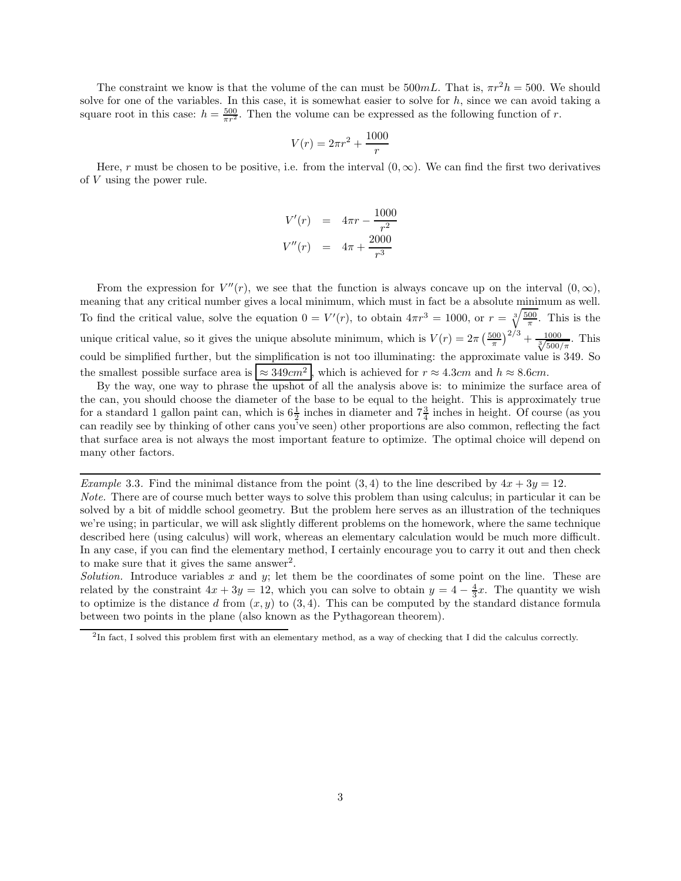The constraint we know is that the volume of the can must be $500mL$. That is, $\pi r^2 h = 500$. We should solve for one of the variables. In this case, it is somewhat easier to solve for $h$, since we can avoid taking a square root in this case: $h = \frac{500}{\pi r^2}$. Then the volume can be expressed as the following function of $r$.

$$V(r) = 2\pi r^2 + \frac{1000}{r}$$

Here, $r$ must be chosen to be positive, i.e. from the interval $(0, \infty)$. We can find the first two derivatives of $V$ using the power rule.

$$\begin{aligned} V'(r) &= 4\pi r - \frac{1000}{r^2} \\ V''(r) &= 4\pi + \frac{2000}{r^3} \end{aligned}$$

From the expression for $V''(r)$, we see that the function is always concave up on the interval $(0, \infty)$, meaning that any critical number gives a local minimum, which must in fact be a absolute minimum as well. To find the critical value, solve the equation $0 = V'(r)$, to obtain $4\pi r^3 = 1000$, or $r = \sqrt[3]{\frac{500}{\pi}}$. This is the unique critical value, so it gives the unique absolute minimum, which is $V(r) = 2\pi \left(\frac{500}{\pi}\right)^{2/3} + \frac{1000}{\sqrt[3]{500/\pi}}$. This could be simplified further, but the simplification is not too illuminating: the approximate value is 349. So the smallest possible surface area is $\boxed{\approx 349cm^2}$, which is achieved for $r \approx 4.3cm$ and $h \approx 8.6cm$.

By the way, one way to phrase the upshot of all the analysis above is: to minimize the surface area of the can, you should choose the diameter of the base to be equal to the height. This is approximately true for a standard 1 gallon paint can, which is $6\frac{1}{2}$ inches in diameter and $7\frac{3}{4}$ inches in height. Of course (as you can readily see by thinking of other cans you've seen) other proportions are also common, reflecting the fact that surface area is not always the most important feature to optimize. The optimal choice will depend on many other factors.

---

*Example* 3.3. Find the minimal distance from the point $(3, 4)$ to the line described by $4x + 3y = 12$.

*Note.* There are of course much better ways to solve this problem than using calculus; in particular it can be solved by a bit of middle school geometry. But the problem here serves as an illustration of the techniques we're using; in particular, we will ask slightly different problems on the homework, where the same technique described here (using calculus) will work, whereas an elementary calculation would be much more difficult. In any case, if you can find the elementary method, I certainly encourage you to carry it out and then check to make sure that it gives the same answer[2].

*Solution.* Introduce variables $x$ and $y$; let them be the coordinates of some point on the line. These are related by the constraint $4x + 3y = 12$, which you can solve to obtain $y = 4 - \frac{4}{3}x$. The quantity we wish to optimize is the distance $d$ from $(x, y)$ to $(3, 4)$. This can be computed by the standard distance formula between two points in the plane (also known as the Pythagorean theorem).

[2] In fact, I solved this problem first with an elementary method, as a way of checking that I did the calculus correctly.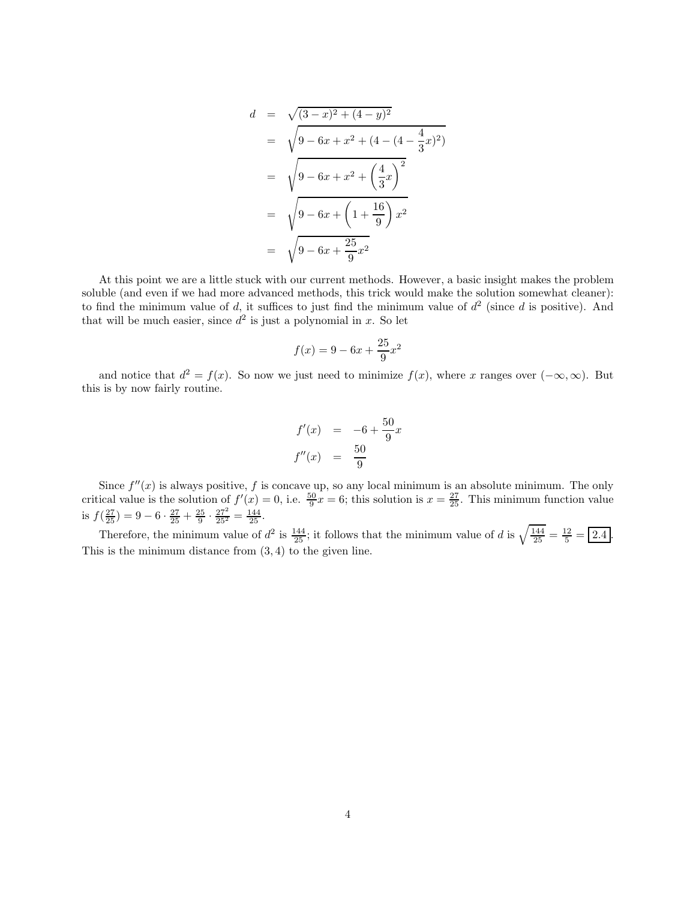$$
\begin{aligned}
d &= \sqrt{(3-x)^2+(4-y)^2} \\
&= \sqrt{9-6x+x^2+(4-(4-\frac{4}{3}x)^2)} \\
&= \sqrt{9-6x+x^2+\left(\frac{4}{3}x\right)^2} \\
&= \sqrt{9-6x+\left(1+\frac{16}{9}\right)x^2} \\
&= \sqrt{9-6x+\frac{25}{9}x^2}
\end{aligned}
$$

At this point we are a little stuck with our current methods. However, a basic insight makes the problem soluble (and even if we had more advanced methods, this trick would make the solution somewhat cleaner): to find the minimum value of $d$, it suffices to just find the minimum value of $d^2$ (since $d$ is positive). And that will be much easier, since $d^2$ is just a polynomial in $x$. So let

$$
f(x) = 9 - 6x + \frac{25}{9}x^2
$$

and notice that $d^2 = f(x)$. So now we just need to minimize $f(x)$, where $x$ ranges over $(-\infty, \infty)$. But this is by now fairly routine.

$$
\begin{aligned}
f'(x) &= -6 + \frac{50}{9}x \\
f''(x) &= \frac{50}{9}
\end{aligned}
$$

Since $f''(x)$ is always positive, $f$ is concave up, so any local minimum is an absolute minimum. The only critical value is the solution of $f'(x) = 0$, i.e. $\frac{50}{9}x = 6$; this solution is $x = \frac{27}{25}$. This minimum function value is $f(\frac{27}{25}) = 9 - 6 \cdot \frac{27}{25} + \frac{25}{9} \cdot \frac{27^2}{25^2} = \frac{144}{25}$.

Therefore, the minimum value of $d^2$ is $\frac{144}{25}$; it follows that the minimum value of $d$ is $\sqrt{\frac{144}{25}} = \frac{12}{5} = \boxed{2.4}$. This is the minimum distance from $(3, 4)$ to the given line.